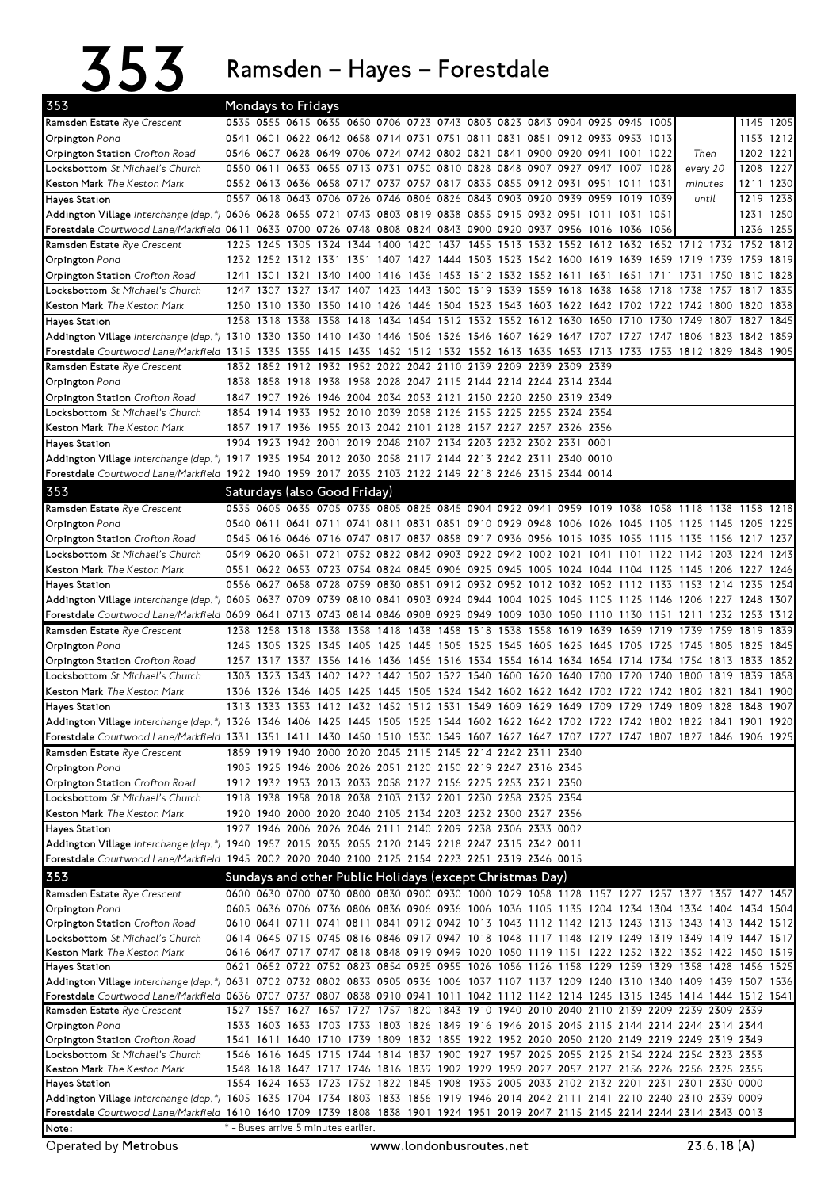# 353 Ramsden – Hayes – Forestdale

## 353 Mondays to Fridays

| Stop | | | | | | | | | | | | | | | | | | |
|---|---|---|---|---|---|---|---|---|---|---|---|---|---|---|---|---|---|---|
| Ramsden Estate *Rye Crescent* | 0535 | 0555 | 0615 | 0635 | 0650 | 0706 | 0723 | 0743 | 0803 | 0823 | 0843 | 0904 | 0925 | 0945 | 1005 | | 1145 | 1205 |
| Orpington *Pond* | 0541 | 0601 | 0622 | 0642 | 0658 | 0714 | 0731 | 0751 | 0811 | 0831 | 0851 | 0912 | 0933 | 0953 | 1013 | | 1153 | 1212 |
| Orpington Station *Crofton Road* | 0546 | 0607 | 0628 | 0649 | 0706 | 0724 | 0742 | 0802 | 0821 | 0841 | 0900 | 0920 | 0941 | 1001 | 1022 | Then | 1202 | 1221 |
| Locksbottom *St Michael's Church* | 0550 | 0611 | 0633 | 0655 | 0713 | 0731 | 0750 | 0810 | 0828 | 0848 | 0907 | 0927 | 0947 | 1007 | 1028 | every 20 | 1208 | 1227 |
| Keston Mark *The Keston Mark* | 0552 | 0613 | 0636 | 0658 | 0717 | 0737 | 0757 | 0817 | 0835 | 0855 | 0912 | 0931 | 0951 | 1011 | 1031 | minutes | 1211 | 1230 |
| Hayes Station | 0557 | 0618 | 0643 | 0706 | 0726 | 0746 | 0806 | 0826 | 0843 | 0903 | 0920 | 0939 | 0959 | 1019 | 1039 | until | 1219 | 1238 |
| Addington Village *Interchange (dep.*)* | 0606 | 0628 | 0655 | 0721 | 0743 | 0803 | 0819 | 0838 | 0855 | 0915 | 0932 | 0951 | 1011 | 1031 | 1051 | | 1231 | 1250 |
| Forestdale *Courtwood Lane/Markfield* | 0611 | 0633 | 0700 | 0726 | 0748 | 0808 | 0824 | 0843 | 0900 | 0920 | 0937 | 0956 | 1016 | 1036 | 1056 | | 1236 | 1255 |

| Stop | | | | | | | | | | | | | | | | | | |
|---|---|---|---|---|---|---|---|---|---|---|---|---|---|---|---|---|---|---|
| Ramsden Estate *Rye Crescent* | 1225 | 1245 | 1305 | 1324 | 1344 | 1400 | 1420 | 1437 | 1455 | 1513 | 1532 | 1552 | 1612 | 1632 | 1652 | 1712 | 1732 | 1752 | 1812 |
| Orpington *Pond* | 1232 | 1252 | 1312 | 1331 | 1351 | 1407 | 1427 | 1444 | 1503 | 1523 | 1542 | 1600 | 1619 | 1639 | 1659 | 1719 | 1739 | 1759 | 1819 |
| Orpington Station *Crofton Road* | 1241 | 1301 | 1321 | 1340 | 1400 | 1416 | 1436 | 1453 | 1512 | 1532 | 1552 | 1611 | 1631 | 1651 | 1711 | 1731 | 1750 | 1810 | 1828 |
| Locksbottom *St Michael's Church* | 1247 | 1307 | 1327 | 1347 | 1407 | 1423 | 1443 | 1500 | 1519 | 1539 | 1559 | 1618 | 1638 | 1658 | 1718 | 1738 | 1757 | 1817 | 1835 |
| Keston Mark *The Keston Mark* | 1250 | 1310 | 1330 | 1350 | 1410 | 1426 | 1446 | 1504 | 1523 | 1543 | 1603 | 1622 | 1642 | 1702 | 1722 | 1742 | 1800 | 1820 | 1838 |
| Hayes Station | 1258 | 1318 | 1338 | 1358 | 1418 | 1434 | 1454 | 1512 | 1532 | 1552 | 1612 | 1630 | 1650 | 1710 | 1730 | 1749 | 1807 | 1827 | 1845 |
| Addington Village *Interchange (dep.*)* | 1310 | 1330 | 1350 | 1410 | 1430 | 1446 | 1506 | 1526 | 1546 | 1607 | 1629 | 1647 | 1707 | 1727 | 1747 | 1806 | 1823 | 1842 | 1859 |
| Forestdale *Courtwood Lane/Markfield* | 1315 | 1335 | 1355 | 1415 | 1435 | 1452 | 1512 | 1532 | 1552 | 1613 | 1635 | 1653 | 1713 | 1733 | 1753 | 1812 | 1829 | 1848 | 1905 |

| Stop | | | | | | | | | | | | | |
|---|---|---|---|---|---|---|---|---|---|---|---|---|---|
| Ramsden Estate *Rye Crescent* | 1832 | 1852 | 1912 | 1932 | 1952 | 2022 | 2042 | 2110 | 2139 | 2209 | 2239 | 2309 | 2339 |
| Orpington *Pond* | 1838 | 1858 | 1918 | 1938 | 1958 | 2028 | 2047 | 2115 | 2144 | 2214 | 2244 | 2314 | 2344 |
| Orpington Station *Crofton Road* | 1847 | 1907 | 1926 | 1946 | 2004 | 2034 | 2053 | 2121 | 2150 | 2220 | 2250 | 2319 | 2349 |
| Locksbottom *St Michael's Church* | 1854 | 1914 | 1933 | 1952 | 2010 | 2039 | 2058 | 2126 | 2155 | 2225 | 2255 | 2324 | 2354 |
| Keston Mark *The Keston Mark* | 1857 | 1917 | 1936 | 1955 | 2013 | 2042 | 2101 | 2128 | 2157 | 2227 | 2257 | 2326 | 2356 |
| Hayes Station | 1904 | 1923 | 1942 | 2001 | 2019 | 2048 | 2107 | 2134 | 2203 | 2232 | 2302 | 2331 | 0001 |
| Addington Village *Interchange (dep.*)* | 1917 | 1935 | 1954 | 2012 | 2030 | 2058 | 2117 | 2144 | 2213 | 2242 | 2311 | 2340 | 0010 |
| Forestdale *Courtwood Lane/Markfield* | 1922 | 1940 | 1959 | 2017 | 2035 | 2103 | 2122 | 2149 | 2218 | 2246 | 2315 | 2344 | 0014 |

## 353 Saturdays (also Good Friday)

| Stop | | | | | | | | | | | | | | | | | | | |
|---|---|---|---|---|---|---|---|---|---|---|---|---|---|---|---|---|---|---|---|
| Ramsden Estate *Rye Crescent* | 0535 | 0605 | 0635 | 0705 | 0735 | 0805 | 0825 | 0845 | 0904 | 0922 | 0941 | 0959 | 1019 | 1038 | 1058 | 1118 | 1138 | 1158 | 1218 |
| Orpington *Pond* | 0540 | 0611 | 0641 | 0711 | 0741 | 0811 | 0831 | 0851 | 0910 | 0929 | 0948 | 1006 | 1026 | 1045 | 1105 | 1125 | 1145 | 1205 | 1225 |
| Orpington Station *Crofton Road* | 0545 | 0616 | 0646 | 0716 | 0747 | 0817 | 0837 | 0858 | 0917 | 0936 | 0956 | 1015 | 1035 | 1055 | 1115 | 1135 | 1156 | 1217 | 1237 |
| Locksbottom *St Michael's Church* | 0549 | 0620 | 0651 | 0721 | 0752 | 0822 | 0842 | 0903 | 0922 | 0942 | 1002 | 1021 | 1041 | 1101 | 1122 | 1142 | 1203 | 1224 | 1243 |
| Keston Mark *The Keston Mark* | 0551 | 0622 | 0653 | 0723 | 0754 | 0824 | 0845 | 0906 | 0925 | 0945 | 1005 | 1024 | 1044 | 1104 | 1125 | 1145 | 1206 | 1227 | 1246 |
| Hayes Station | 0556 | 0627 | 0658 | 0728 | 0759 | 0830 | 0851 | 0912 | 0932 | 0952 | 1012 | 1032 | 1052 | 1112 | 1133 | 1153 | 1214 | 1235 | 1254 |
| Addington Village *Interchange (dep.*)* | 0605 | 0637 | 0709 | 0739 | 0810 | 0841 | 0903 | 0924 | 0944 | 1004 | 1025 | 1045 | 1105 | 1125 | 1146 | 1206 | 1227 | 1248 | 1307 |
| Forestdale *Courtwood Lane/Markfield* | 0609 | 0641 | 0713 | 0743 | 0814 | 0846 | 0908 | 0929 | 0949 | 1009 | 1030 | 1050 | 1110 | 1130 | 1151 | 1211 | 1232 | 1253 | 1312 |

| Stop | | | | | | | | | | | | | | | | | | | |
|---|---|---|---|---|---|---|---|---|---|---|---|---|---|---|---|---|---|---|---|
| Ramsden Estate *Rye Crescent* | 1238 | 1258 | 1318 | 1338 | 1358 | 1418 | 1438 | 1458 | 1518 | 1538 | 1558 | 1619 | 1639 | 1659 | 1719 | 1739 | 1759 | 1819 | 1839 |
| Orpington *Pond* | 1245 | 1305 | 1325 | 1345 | 1405 | 1425 | 1445 | 1505 | 1525 | 1545 | 1605 | 1625 | 1645 | 1705 | 1725 | 1745 | 1805 | 1825 | 1845 |
| Orpington Station *Crofton Road* | 1257 | 1317 | 1337 | 1356 | 1416 | 1436 | 1456 | 1516 | 1534 | 1554 | 1614 | 1634 | 1654 | 1714 | 1734 | 1754 | 1813 | 1833 | 1852 |
| Locksbottom *St Michael's Church* | 1303 | 1323 | 1343 | 1402 | 1422 | 1442 | 1502 | 1522 | 1540 | 1600 | 1620 | 1640 | 1700 | 1720 | 1740 | 1800 | 1819 | 1839 | 1858 |
| Keston Mark *The Keston Mark* | 1306 | 1326 | 1346 | 1405 | 1425 | 1445 | 1505 | 1524 | 1542 | 1602 | 1622 | 1642 | 1702 | 1722 | 1742 | 1802 | 1821 | 1841 | 1900 |
| Hayes Station | 1313 | 1333 | 1353 | 1412 | 1432 | 1452 | 1512 | 1531 | 1549 | 1609 | 1629 | 1649 | 1709 | 1729 | 1749 | 1809 | 1828 | 1848 | 1907 |
| Addington Village *Interchange (dep.*)* | 1326 | 1346 | 1406 | 1425 | 1445 | 1505 | 1525 | 1544 | 1602 | 1622 | 1642 | 1702 | 1722 | 1742 | 1802 | 1822 | 1841 | 1901 | 1920 |
| Forestdale *Courtwood Lane/Markfield* | 1331 | 1351 | 1411 | 1430 | 1450 | 1510 | 1530 | 1549 | 1607 | 1627 | 1647 | 1707 | 1727 | 1747 | 1807 | 1827 | 1846 | 1906 | 1925 |

| Stop | | | | | | | | | | | | |
|---|---|---|---|---|---|---|---|---|---|---|---|---|
| Ramsden Estate *Rye Crescent* | 1859 | 1919 | 1940 | 2000 | 2020 | 2045 | 2115 | 2145 | 2214 | 2242 | 2311 | 2340 |
| Orpington *Pond* | 1905 | 1925 | 1946 | 2006 | 2026 | 2051 | 2120 | 2150 | 2219 | 2247 | 2316 | 2345 |
| Orpington Station *Crofton Road* | 1912 | 1932 | 1953 | 2013 | 2033 | 2058 | 2127 | 2156 | 2225 | 2253 | 2321 | 2350 |
| Locksbottom *St Michael's Church* | 1918 | 1938 | 1958 | 2018 | 2038 | 2103 | 2132 | 2201 | 2230 | 2258 | 2325 | 2354 |
| Keston Mark *The Keston Mark* | 1920 | 1940 | 2000 | 2020 | 2040 | 2105 | 2134 | 2203 | 2232 | 2300 | 2327 | 2356 |
| Hayes Station | 1927 | 1946 | 2006 | 2026 | 2046 | 2111 | 2140 | 2209 | 2238 | 2306 | 2333 | 0002 |
| Addington Village *Interchange (dep.*)* | 1940 | 1957 | 2015 | 2035 | 2055 | 2120 | 2149 | 2218 | 2247 | 2315 | 2342 | 0011 |
| Forestdale *Courtwood Lane/Markfield* | 1945 | 2002 | 2020 | 2040 | 2100 | 2125 | 2154 | 2223 | 2251 | 2319 | 2346 | 0015 |

## 353 Sundays and other Public Holidays (except Christmas Day)

| Stop | | | | | | | | | | | | | | | | | | | |
|---|---|---|---|---|---|---|---|---|---|---|---|---|---|---|---|---|---|---|---|
| Ramsden Estate *Rye Crescent* | 0600 | 0630 | 0700 | 0730 | 0800 | 0830 | 0900 | 0930 | 1000 | 1029 | 1058 | 1128 | 1157 | 1227 | 1257 | 1327 | 1357 | 1427 | 1457 |
| Orpington *Pond* | 0605 | 0636 | 0706 | 0736 | 0806 | 0836 | 0906 | 0936 | 1006 | 1036 | 1105 | 1135 | 1204 | 1234 | 1304 | 1334 | 1404 | 1434 | 1504 |
| Orpington Station *Crofton Road* | 0610 | 0641 | 0711 | 0741 | 0811 | 0841 | 0912 | 0942 | 1013 | 1043 | 1112 | 1142 | 1213 | 1243 | 1313 | 1343 | 1413 | 1442 | 1512 |
| Locksbottom *St Michael's Church* | 0614 | 0645 | 0715 | 0745 | 0816 | 0846 | 0917 | 0947 | 1018 | 1048 | 1117 | 1148 | 1219 | 1249 | 1319 | 1349 | 1419 | 1447 | 1517 |
| Keston Mark *The Keston Mark* | 0616 | 0647 | 0717 | 0747 | 0818 | 0848 | 0919 | 0949 | 1020 | 1050 | 1119 | 1151 | 1222 | 1252 | 1322 | 1352 | 1422 | 1450 | 1519 |
| Hayes Station | 0621 | 0652 | 0722 | 0752 | 0823 | 0854 | 0925 | 0955 | 1026 | 1056 | 1126 | 1158 | 1229 | 1259 | 1329 | 1358 | 1428 | 1456 | 1525 |
| Addington Village *Interchange (dep.*)* | 0631 | 0702 | 0732 | 0802 | 0833 | 0905 | 0936 | 1006 | 1037 | 1107 | 1137 | 1209 | 1240 | 1310 | 1340 | 1409 | 1439 | 1507 | 1536 |
| Forestdale *Courtwood Lane/Markfield* | 0636 | 0707 | 0737 | 0807 | 0838 | 0910 | 0941 | 1011 | 1042 | 1112 | 1142 | 1214 | 1245 | 1315 | 1345 | 1414 | 1444 | 1512 | 1541 |

| Stop | | | | | | | | | | | | | | | | | | |
|---|---|---|---|---|---|---|---|---|---|---|---|---|---|---|---|---|---|---|
| Ramsden Estate *Rye Crescent* | 1527 | 1557 | 1627 | 1657 | 1727 | 1757 | 1820 | 1843 | 1910 | 1940 | 2010 | 2040 | 2110 | 2139 | 2209 | 2239 | 2309 | 2339 |
| Orpington *Pond* | 1533 | 1603 | 1633 | 1703 | 1733 | 1803 | 1826 | 1849 | 1916 | 1946 | 2015 | 2045 | 2115 | 2144 | 2214 | 2244 | 2314 | 2344 |
| Orpington Station *Crofton Road* | 1541 | 1611 | 1640 | 1710 | 1739 | 1809 | 1832 | 1855 | 1922 | 1952 | 2020 | 2050 | 2120 | 2149 | 2219 | 2249 | 2319 | 2349 |
| Locksbottom *St Michael's Church* | 1546 | 1616 | 1645 | 1715 | 1744 | 1814 | 1837 | 1900 | 1927 | 1957 | 2025 | 2055 | 2125 | 2154 | 2224 | 2254 | 2323 | 2353 |
| Keston Mark *The Keston Mark* | 1548 | 1618 | 1647 | 1717 | 1746 | 1816 | 1839 | 1902 | 1929 | 1959 | 2027 | 2057 | 2127 | 2156 | 2226 | 2256 | 2325 | 2355 |
| Hayes Station | 1554 | 1624 | 1653 | 1723 | 1752 | 1822 | 1845 | 1908 | 1935 | 2005 | 2033 | 2102 | 2132 | 2201 | 2231 | 2301 | 2330 | 0000 |
| Addington Village *Interchange (dep.*)* | 1605 | 1635 | 1704 | 1734 | 1803 | 1833 | 1856 | 1919 | 1946 | 2014 | 2042 | 2111 | 2141 | 2210 | 2240 | 2310 | 2339 | 0009 |
| Forestdale *Courtwood Lane/Markfield* | 1610 | 1640 | 1709 | 1739 | 1808 | 1838 | 1901 | 1924 | 1951 | 2019 | 2047 | 2115 | 2145 | 2214 | 2244 | 2314 | 2343 | 0013 |

Note: * - Buses arrive 5 minutes earlier.

Operated by **Metrobus** www.londonbusroutes.net 23.6.18 (A)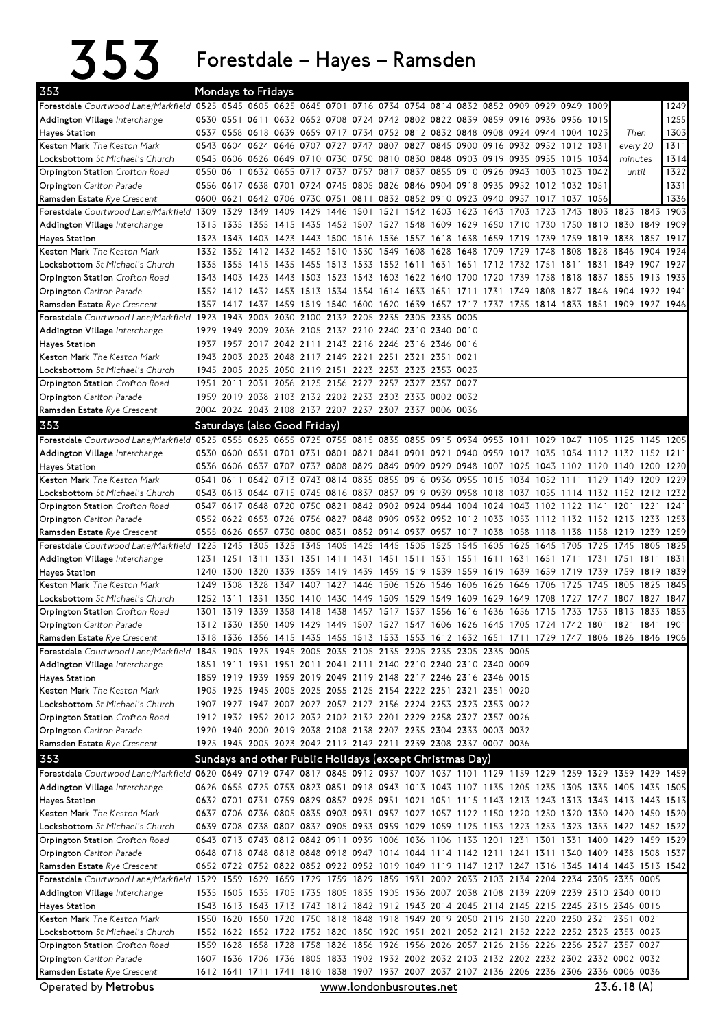# 353 Forestdale – Hayes – Ramsden

## Mondays to Fridays

| 353 | | | | | | | | | | | | | | | | | | | |
|---|---|---|---|---|---|---|---|---|---|---|---|---|---|---|---|---|---|---|---|
| Forestdale *Courtwood Lane/Markfield* | 0525 | 0545 | 0605 | 0625 | 0645 | 0701 | 0716 | 0734 | 0754 | 0814 | 0832 | 0852 | 0909 | 0929 | 0949 | 1009 | | | 1249 |
| Addington Village *Interchange* | 0530 | 0551 | 0611 | 0632 | 0652 | 0708 | 0724 | 0742 | 0802 | 0822 | 0839 | 0859 | 0916 | 0936 | 0956 | 1015 | | | 1255 |
| Hayes Station | 0537 | 0558 | 0618 | 0639 | 0659 | 0717 | 0734 | 0752 | 0812 | 0832 | 0848 | 0908 | 0924 | 0944 | 1004 | 1023 | *Then* | | 1303 |
| Keston Mark *The Keston Mark* | 0543 | 0604 | 0624 | 0646 | 0707 | 0727 | 0747 | 0807 | 0827 | 0845 | 0900 | 0916 | 0932 | 0952 | 1012 | 1031 | *every 20* | | 1311 |
| Locksbottom *St Michael's Church* | 0545 | 0606 | 0626 | 0649 | 0710 | 0730 | 0750 | 0810 | 0830 | 0848 | 0903 | 0919 | 0935 | 0955 | 1015 | 1034 | *minutes* | | 1314 |
| Orpington Station *Crofton Road* | 0550 | 0611 | 0632 | 0655 | 0717 | 0737 | 0757 | 0817 | 0837 | 0855 | 0910 | 0926 | 0943 | 1003 | 1023 | 1042 | *until* | | 1322 |
| Orpington *Carlton Parade* | 0556 | 0617 | 0638 | 0701 | 0724 | 0745 | 0805 | 0826 | 0846 | 0904 | 0918 | 0935 | 0952 | 1012 | 1032 | 1051 | | | 1331 |
| Ramsden Estate *Rye Crescent* | 0600 | 0621 | 0642 | 0706 | 0730 | 0751 | 0811 | 0832 | 0852 | 0910 | 0923 | 0940 | 0957 | 1017 | 1037 | 1056 | | | 1336 |
| Forestdale *Courtwood Lane/Markfield* | 1309 | 1329 | 1349 | 1409 | 1429 | 1446 | 1501 | 1521 | 1542 | 1603 | 1623 | 1643 | 1703 | 1723 | 1743 | 1803 | 1823 | 1843 | 1903 |
| Addington Village *Interchange* | 1315 | 1335 | 1355 | 1415 | 1435 | 1452 | 1507 | 1527 | 1548 | 1609 | 1629 | 1650 | 1710 | 1730 | 1750 | 1810 | 1830 | 1849 | 1909 |
| Hayes Station | 1323 | 1343 | 1403 | 1423 | 1443 | 1500 | 1516 | 1536 | 1557 | 1618 | 1638 | 1659 | 1719 | 1739 | 1759 | 1819 | 1838 | 1857 | 1917 |
| Keston Mark *The Keston Mark* | 1332 | 1352 | 1412 | 1432 | 1452 | 1510 | 1530 | 1549 | 1608 | 1628 | 1648 | 1709 | 1729 | 1748 | 1808 | 1828 | 1846 | 1904 | 1924 |
| Locksbottom *St Michael's Church* | 1335 | 1355 | 1415 | 1435 | 1455 | 1513 | 1533 | 1552 | 1611 | 1631 | 1651 | 1712 | 1732 | 1751 | 1811 | 1831 | 1849 | 1907 | 1927 |
| Orpington Station *Crofton Road* | 1343 | 1403 | 1423 | 1443 | 1503 | 1523 | 1543 | 1603 | 1622 | 1640 | 1700 | 1720 | 1739 | 1758 | 1818 | 1837 | 1855 | 1913 | 1933 |
| Orpington *Carlton Parade* | 1352 | 1412 | 1432 | 1453 | 1513 | 1534 | 1554 | 1614 | 1633 | 1651 | 1711 | 1731 | 1749 | 1808 | 1827 | 1846 | 1904 | 1922 | 1941 |
| Ramsden Estate *Rye Crescent* | 1357 | 1417 | 1437 | 1459 | 1519 | 1540 | 1600 | 1620 | 1639 | 1657 | 1717 | 1737 | 1755 | 1814 | 1833 | 1851 | 1909 | 1927 | 1946 |
| Forestdale *Courtwood Lane/Markfield* | 1923 | 1943 | 2003 | 2030 | 2100 | 2132 | 2205 | 2235 | 2305 | 2335 | 0005 | | | | | | | | |
| Addington Village *Interchange* | 1929 | 1949 | 2009 | 2036 | 2105 | 2137 | 2210 | 2240 | 2310 | 2340 | 0010 | | | | | | | | |
| Hayes Station | 1937 | 1957 | 2017 | 2042 | 2111 | 2143 | 2216 | 2246 | 2316 | 2346 | 0016 | | | | | | | | |
| Keston Mark *The Keston Mark* | 1943 | 2003 | 2023 | 2048 | 2117 | 2149 | 2221 | 2251 | 2321 | 2351 | 0021 | | | | | | | | |
| Locksbottom *St Michael's Church* | 1945 | 2005 | 2025 | 2050 | 2119 | 2151 | 2223 | 2253 | 2323 | 2353 | 0023 | | | | | | | | |
| Orpington Station *Crofton Road* | 1951 | 2011 | 2031 | 2056 | 2125 | 2156 | 2227 | 2257 | 2327 | 2357 | 0027 | | | | | | | | |
| Orpington *Carlton Parade* | 1959 | 2019 | 2038 | 2103 | 2132 | 2202 | 2233 | 2303 | 2333 | 0002 | 0032 | | | | | | | | |
| Ramsden Estate *Rye Crescent* | 2004 | 2024 | 2043 | 2108 | 2137 | 2207 | 2237 | 2307 | 2337 | 0006 | 0036 | | | | | | | | |

## Saturdays (also Good Friday)

| 353 | | | | | | | | | | | | | | | | | | | |
|---|---|---|---|---|---|---|---|---|---|---|---|---|---|---|---|---|---|---|---|
| Forestdale *Courtwood Lane/Markfield* | 0525 | 0555 | 0625 | 0655 | 0725 | 0755 | 0815 | 0835 | 0855 | 0915 | 0934 | 0953 | 1011 | 1029 | 1047 | 1105 | 1125 | 1145 | 1205 |
| Addington Village *Interchange* | 0530 | 0600 | 0631 | 0701 | 0731 | 0801 | 0821 | 0841 | 0901 | 0921 | 0940 | 0959 | 1017 | 1035 | 1054 | 1112 | 1132 | 1152 | 1211 |
| Hayes Station | 0536 | 0606 | 0637 | 0707 | 0737 | 0808 | 0829 | 0849 | 0909 | 0929 | 0948 | 1007 | 1025 | 1043 | 1102 | 1120 | 1140 | 1200 | 1220 |
| Keston Mark *The Keston Mark* | 0541 | 0611 | 0642 | 0713 | 0743 | 0814 | 0835 | 0855 | 0916 | 0936 | 0955 | 1015 | 1034 | 1052 | 1111 | 1129 | 1149 | 1209 | 1229 |
| Locksbottom *St Michael's Church* | 0543 | 0613 | 0644 | 0715 | 0745 | 0816 | 0837 | 0857 | 0919 | 0939 | 0958 | 1018 | 1037 | 1055 | 1114 | 1132 | 1152 | 1212 | 1232 |
| Orpington Station *Crofton Road* | 0547 | 0617 | 0648 | 0720 | 0750 | 0821 | 0842 | 0902 | 0924 | 0944 | 1004 | 1024 | 1043 | 1102 | 1122 | 1141 | 1201 | 1221 | 1241 |
| Orpington *Carlton Parade* | 0552 | 0622 | 0653 | 0726 | 0756 | 0827 | 0848 | 0909 | 0932 | 0952 | 1012 | 1033 | 1053 | 1112 | 1132 | 1152 | 1213 | 1233 | 1253 |
| Ramsden Estate *Rye Crescent* | 0555 | 0626 | 0657 | 0730 | 0800 | 0831 | 0852 | 0914 | 0937 | 0957 | 1017 | 1038 | 1058 | 1118 | 1138 | 1158 | 1219 | 1239 | 1259 |
| Forestdale *Courtwood Lane/Markfield* | 1225 | 1245 | 1305 | 1325 | 1345 | 1405 | 1425 | 1445 | 1505 | 1525 | 1545 | 1605 | 1625 | 1645 | 1705 | 1725 | 1745 | 1805 | 1825 |
| Addington Village *Interchange* | 1231 | 1251 | 1311 | 1331 | 1351 | 1411 | 1431 | 1451 | 1511 | 1531 | 1551 | 1611 | 1631 | 1651 | 1711 | 1731 | 1751 | 1811 | 1831 |
| Hayes Station | 1240 | 1300 | 1320 | 1339 | 1359 | 1419 | 1439 | 1459 | 1519 | 1539 | 1559 | 1619 | 1639 | 1659 | 1719 | 1739 | 1759 | 1819 | 1839 |
| Keston Mark *The Keston Mark* | 1249 | 1308 | 1328 | 1347 | 1407 | 1427 | 1446 | 1506 | 1526 | 1546 | 1606 | 1626 | 1646 | 1706 | 1725 | 1745 | 1805 | 1825 | 1845 |
| Locksbottom *St Michael's Church* | 1252 | 1311 | 1331 | 1350 | 1410 | 1430 | 1449 | 1509 | 1529 | 1549 | 1609 | 1629 | 1649 | 1708 | 1727 | 1747 | 1807 | 1827 | 1847 |
| Orpington Station *Crofton Road* | 1301 | 1319 | 1339 | 1358 | 1418 | 1438 | 1457 | 1517 | 1537 | 1556 | 1616 | 1636 | 1656 | 1715 | 1733 | 1753 | 1813 | 1833 | 1853 |
| Orpington *Carlton Parade* | 1312 | 1330 | 1350 | 1409 | 1429 | 1449 | 1507 | 1527 | 1547 | 1606 | 1626 | 1645 | 1705 | 1724 | 1742 | 1801 | 1821 | 1841 | 1901 |
| Ramsden Estate *Rye Crescent* | 1318 | 1336 | 1356 | 1415 | 1435 | 1455 | 1513 | 1533 | 1553 | 1612 | 1632 | 1651 | 1711 | 1729 | 1747 | 1806 | 1826 | 1846 | 1906 |
| Forestdale *Courtwood Lane/Markfield* | 1845 | 1905 | 1925 | 1945 | 2005 | 2035 | 2105 | 2135 | 2205 | 2235 | 2305 | 2335 | 0005 | | | | | | |
| Addington Village *Interchange* | 1851 | 1911 | 1931 | 1951 | 2011 | 2041 | 2111 | 2140 | 2210 | 2240 | 2310 | 2340 | 0009 | | | | | | |
| Hayes Station | 1859 | 1919 | 1939 | 1959 | 2019 | 2049 | 2119 | 2148 | 2217 | 2246 | 2316 | 2346 | 0015 | | | | | | |
| Keston Mark *The Keston Mark* | 1905 | 1925 | 1945 | 2005 | 2025 | 2055 | 2125 | 2154 | 2222 | 2251 | 2321 | 2351 | 0020 | | | | | | |
| Locksbottom *St Michael's Church* | 1907 | 1927 | 1947 | 2007 | 2027 | 2057 | 2127 | 2156 | 2224 | 2253 | 2323 | 2353 | 0022 | | | | | | |
| Orpington Station *Crofton Road* | 1912 | 1932 | 1952 | 2012 | 2032 | 2102 | 2132 | 2201 | 2229 | 2258 | 2327 | 2357 | 0026 | | | | | | |
| Orpington *Carlton Parade* | 1920 | 1940 | 2000 | 2019 | 2038 | 2108 | 2138 | 2207 | 2235 | 2304 | 2333 | 0003 | 0032 | | | | | | |
| Ramsden Estate *Rye Crescent* | 1925 | 1945 | 2005 | 2023 | 2042 | 2112 | 2142 | 2211 | 2239 | 2308 | 2337 | 0007 | 0036 | | | | | | |

## Sundays and other Public Holidays (except Christmas Day)

| 353 | | | | | | | | | | | | | | | | | | | |
|---|---|---|---|---|---|---|---|---|---|---|---|---|---|---|---|---|---|---|---|
| Forestdale *Courtwood Lane/Markfield* | 0620 | 0649 | 0719 | 0747 | 0817 | 0845 | 0912 | 0937 | 1007 | 1037 | 1101 | 1129 | 1159 | 1229 | 1259 | 1329 | 1359 | 1429 | 1459 |
| Addington Village *Interchange* | 0626 | 0655 | 0725 | 0753 | 0823 | 0851 | 0918 | 0943 | 1013 | 1043 | 1107 | 1135 | 1205 | 1235 | 1305 | 1335 | 1405 | 1435 | 1505 |
| Hayes Station | 0632 | 0701 | 0731 | 0759 | 0829 | 0857 | 0925 | 0951 | 1021 | 1051 | 1115 | 1143 | 1213 | 1243 | 1313 | 1343 | 1413 | 1443 | 1513 |
| Keston Mark *The Keston Mark* | 0637 | 0706 | 0736 | 0805 | 0835 | 0903 | 0931 | 0957 | 1027 | 1057 | 1122 | 1150 | 1220 | 1250 | 1320 | 1350 | 1420 | 1450 | 1520 |
| Locksbottom *St Michael's Church* | 0639 | 0708 | 0738 | 0807 | 0837 | 0905 | 0933 | 0959 | 1029 | 1059 | 1125 | 1153 | 1223 | 1253 | 1323 | 1353 | 1422 | 1452 | 1522 |
| Orpington Station *Crofton Road* | 0643 | 0713 | 0743 | 0812 | 0842 | 0911 | 0939 | 1006 | 1036 | 1106 | 1133 | 1201 | 1231 | 1301 | 1331 | 1400 | 1429 | 1459 | 1529 |
| Orpington *Carlton Parade* | 0648 | 0718 | 0748 | 0818 | 0848 | 0918 | 0947 | 1014 | 1044 | 1114 | 1142 | 1211 | 1241 | 1311 | 1340 | 1409 | 1438 | 1508 | 1537 |
| Ramsden Estate *Rye Crescent* | 0652 | 0722 | 0752 | 0822 | 0852 | 0922 | 0952 | 1019 | 1049 | 1119 | 1147 | 1217 | 1247 | 1316 | 1345 | 1414 | 1443 | 1513 | 1542 |
| Forestdale *Courtwood Lane/Markfield* | 1529 | 1559 | 1629 | 1659 | 1729 | 1759 | 1829 | 1859 | 1931 | 2002 | 2033 | 2103 | 2134 | 2204 | 2234 | 2305 | 2335 | 0005 | |
| Addington Village *Interchange* | 1535 | 1605 | 1635 | 1705 | 1735 | 1805 | 1835 | 1905 | 1936 | 2007 | 2038 | 2108 | 2139 | 2209 | 2239 | 2310 | 2340 | 0010 | |
| Hayes Station | 1543 | 1613 | 1643 | 1713 | 1743 | 1812 | 1842 | 1912 | 1943 | 2014 | 2045 | 2114 | 2145 | 2215 | 2245 | 2316 | 2346 | 0016 | |
| Keston Mark *The Keston Mark* | 1550 | 1620 | 1650 | 1720 | 1750 | 1818 | 1848 | 1918 | 1949 | 2019 | 2050 | 2119 | 2150 | 2220 | 2250 | 2321 | 2351 | 0021 | |
| Locksbottom *St Michael's Church* | 1552 | 1622 | 1652 | 1722 | 1752 | 1820 | 1850 | 1920 | 1951 | 2021 | 2052 | 2121 | 2152 | 2222 | 2252 | 2323 | 2353 | 0023 | |
| Orpington Station *Crofton Road* | 1559 | 1628 | 1658 | 1728 | 1758 | 1826 | 1856 | 1926 | 1956 | 2026 | 2057 | 2126 | 2156 | 2226 | 2256 | 2327 | 2357 | 0027 | |
| Orpington *Carlton Parade* | 1607 | 1636 | 1706 | 1736 | 1805 | 1833 | 1902 | 1932 | 2002 | 2032 | 2103 | 2132 | 2202 | 2232 | 2302 | 2332 | 0002 | 0032 | |
| Ramsden Estate *Rye Crescent* | 1612 | 1641 | 1711 | 1741 | 1810 | 1838 | 1907 | 1937 | 2007 | 2037 | 2107 | 2136 | 2206 | 2236 | 2306 | 2336 | 0006 | 0036 | |

Operated by **Metrobus** www.londonbusroutes.net 23.6.18 (A)